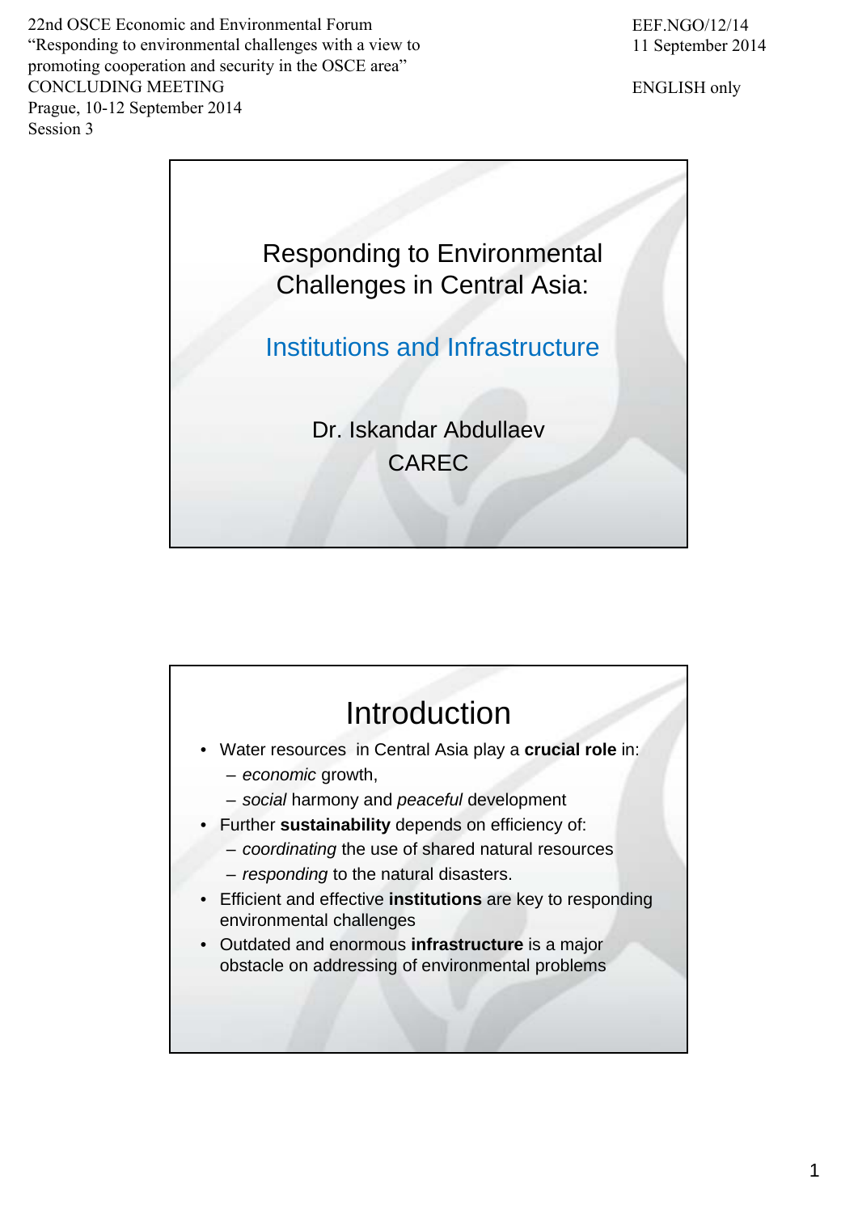22nd OSCE Economic and Environmental Forum
"Responding to environmental challenges with a view to promoting cooperation and security in the OSCE area"
CONCLUDING MEETING
Prague, 10-12 September 2014
Session 3

EEF.NGO/12/14
11 September 2014

ENGLISH only

# Responding to Environmental Challenges in Central Asia:

## Institutions and Infrastructure

Dr. Iskandar Abdullaev
CAREC

## Introduction

- Water resources in Central Asia play a **crucial role** in:
  - *economic* growth,
  - *social* harmony and *peaceful* development
- Further **sustainability** depends on efficiency of:
  - *coordinating* the use of shared natural resources
  - *responding* to the natural disasters.
- Efficient and effective **institutions** are key to responding environmental challenges
- Outdated and enormous **infrastructure** is a major obstacle on addressing of environmental problems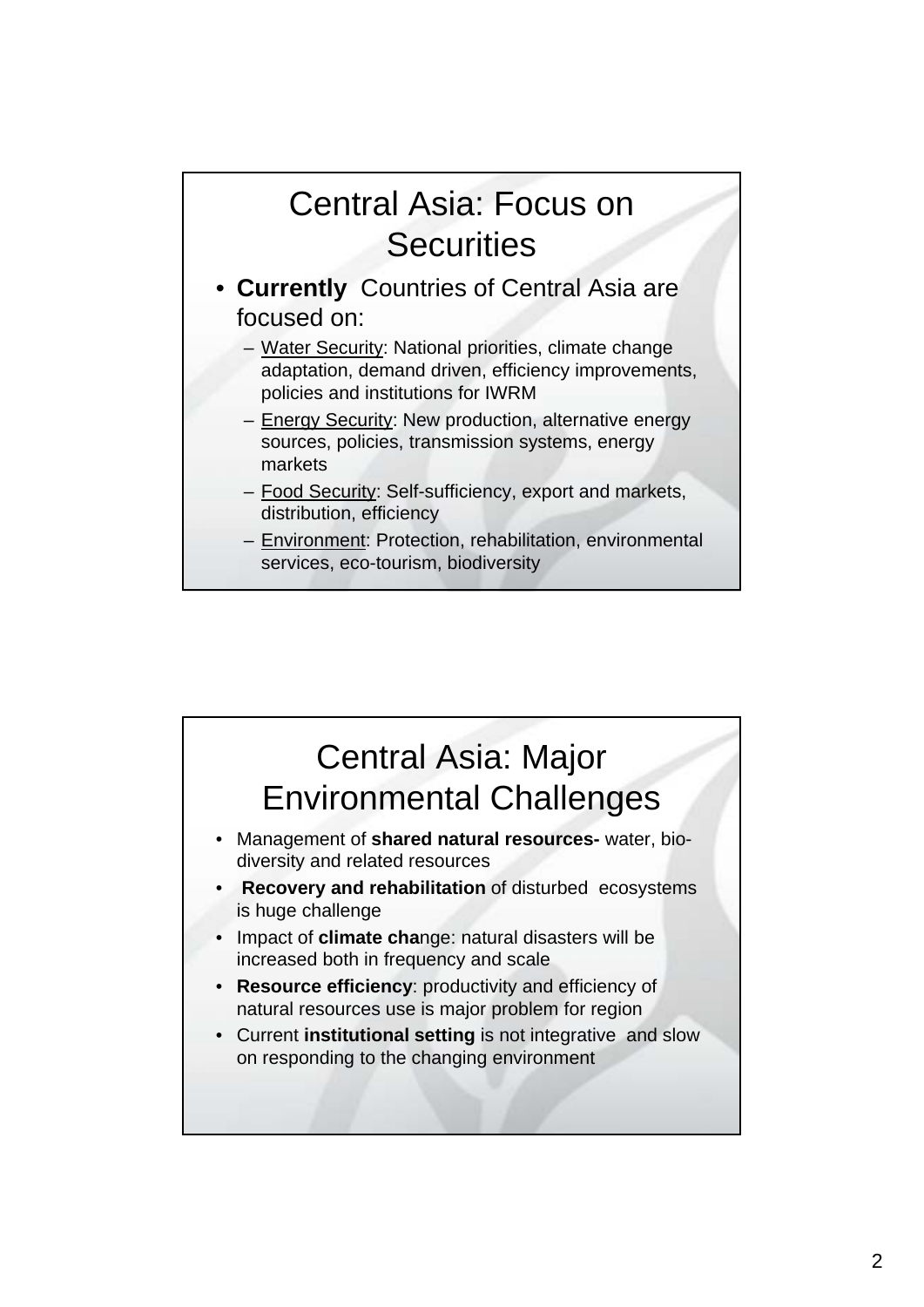## Central Asia: Focus on Securities

- **Currently** Countries of Central Asia are focused on:
  - Water Security: National priorities, climate change adaptation, demand driven, efficiency improvements, policies and institutions for IWRM
  - Energy Security: New production, alternative energy sources, policies, transmission systems, energy markets
  - Food Security: Self-sufficiency, export and markets, distribution, efficiency
  - Environment: Protection, rehabilitation, environmental services, eco-tourism, biodiversity

## Central Asia: Major Environmental Challenges

- Management of **shared natural resources-** water, bio-diversity and related resources
- **Recovery and rehabilitation** of disturbed ecosystems is huge challenge
- Impact of **climate cha**nge: natural disasters will be increased both in frequency and scale
- **Resource efficiency**: productivity and efficiency of natural resources use is major problem for region
- Current **institutional setting** is not integrative and slow on responding to the changing environment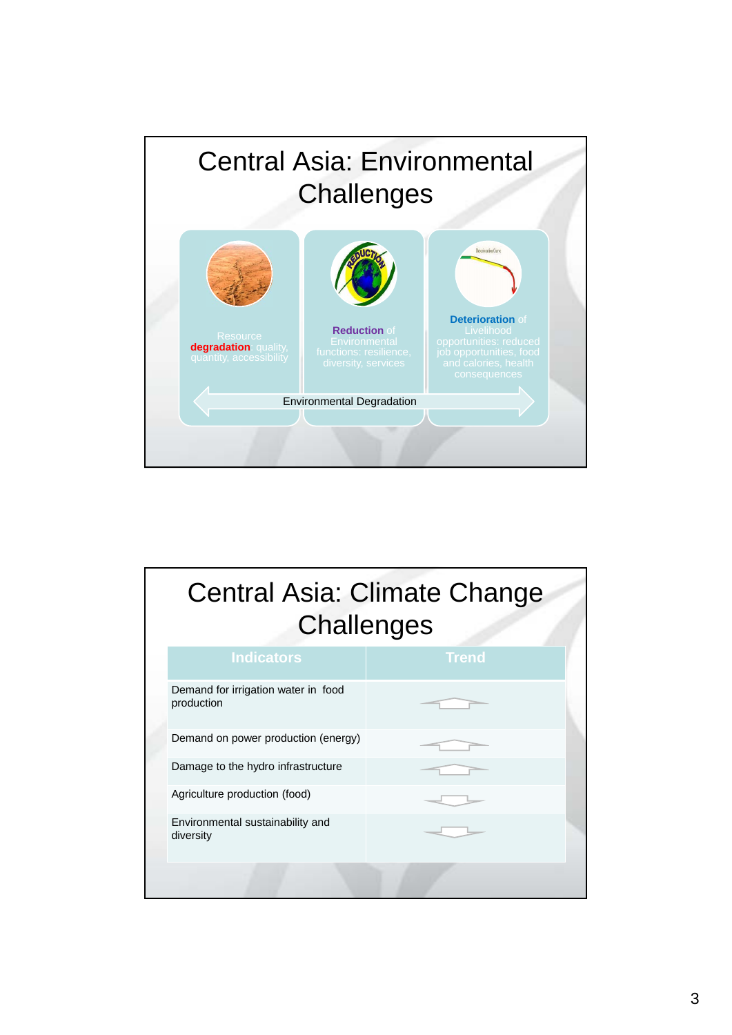# Central Asia: Environmental Challenges

Resource **degradation**: quality, quantity, accessibility

**Reduction** of Environmental functions: resilience, diversity, services

**Deterioration** of Livelihood opportunities: reduced job opportunities, food and calories, health consequences

Environmental Degradation

# Central Asia: Climate Change Challenges

| Indicators | Trend |
|---|---|
| Demand for irrigation water in food production | ↑ |
| Demand on power production (energy) | ↑ |
| Damage to the hydro infrastructure | ↑ |
| Agriculture production (food) | ↓ |
| Environmental sustainability and diversity | ↓ |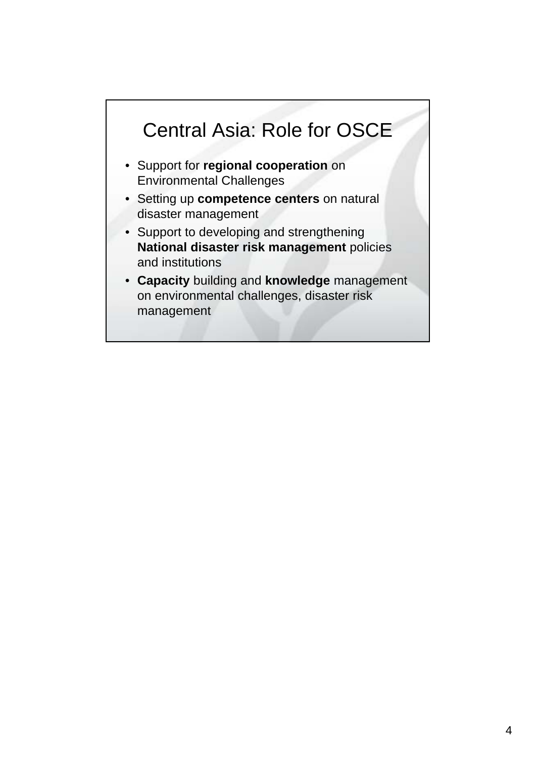# Central Asia: Role for OSCE

- Support for **regional cooperation** on Environmental Challenges
- Setting up **competence centers** on natural disaster management
- Support to developing and strengthening **National disaster risk management** policies and institutions
- **Capacity** building and **knowledge** management on environmental challenges, disaster risk management